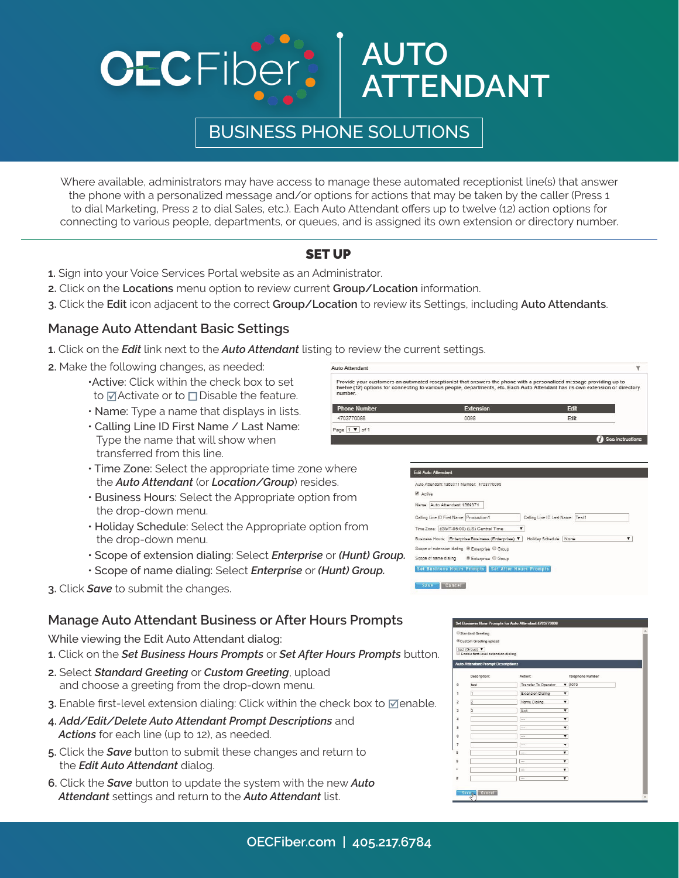# OECFiber AUTO ATTENDANT

## BUSINESS PHONE SOLUTIONS

Where available, administrators may have access to manage these automated receptionist line(s) that answer the phone with a personalized message and/or options for actions that may be taken by the caller (Press 1 to dial Marketing, Press 2 to dial Sales, etc.). Each Auto Attendant offers up to twelve (12) action options for connecting to various people, departments, or queues, and is assigned its own extension or directory number.

## SET UP

1. Sign into your Voice Services Portal website as an Administrator.
2. Click on the **Locations** menu option to review current **Group/Location** information.
3. Click the **Edit** icon adjacent to the correct **Group/Location** to review its Settings, including **Auto Attendants**.

### Manage Auto Attendant Basic Settings

1. Click on the ***Edit*** link next to the ***Auto Attendant*** listing to review the current settings.
2. Make the following changes, as needed:
   - Active: Click within the check box to set to ☑Activate or to ☐Disable the feature.
   - Name: Type a name that displays in lists.
   - Calling Line ID First Name / Last Name: Type the name that will show when transferred from this line.
   - Time Zone: Select the appropriate time zone where the ***Auto Attendant*** (or ***Location/Group***) resides.
   - Business Hours: Select the Appropriate option from the drop-down menu.
   - Holiday Schedule: Select the Appropriate option from the drop-down menu.
   - Scope of extension dialing: Select ***Enterprise*** or ***(Hunt) Group.***
   - Scope of name dialing: Select ***Enterprise*** or ***(Hunt) Group.***
3. Click ***Save*** to submit the changes.

### Manage Auto Attendant Business or After Hours Prompts

While viewing the Edit Auto Attendant dialog:

1. Click on the ***Set Business Hours Prompts*** or ***Set After Hours Prompts*** button.
2. Select ***Standard Greeting*** or ***Custom Greeting***, upload and choose a greeting from the drop-down menu.
3. Enable first-level extension dialing: Click within the check box to ☑enable.
4. ***Add/Edit/Delete Auto Attendant Prompt Descriptions*** and ***Actions*** for each line (up to 12), as needed.
5. Click the ***Save*** button to submit these changes and return to the ***Edit Auto Attendant*** dialog.
6. Click the ***Save*** button to update the system with the new ***Auto Attendant*** settings and return to the ***Auto Attendant*** list.

OECFiber.com | 405.217.6784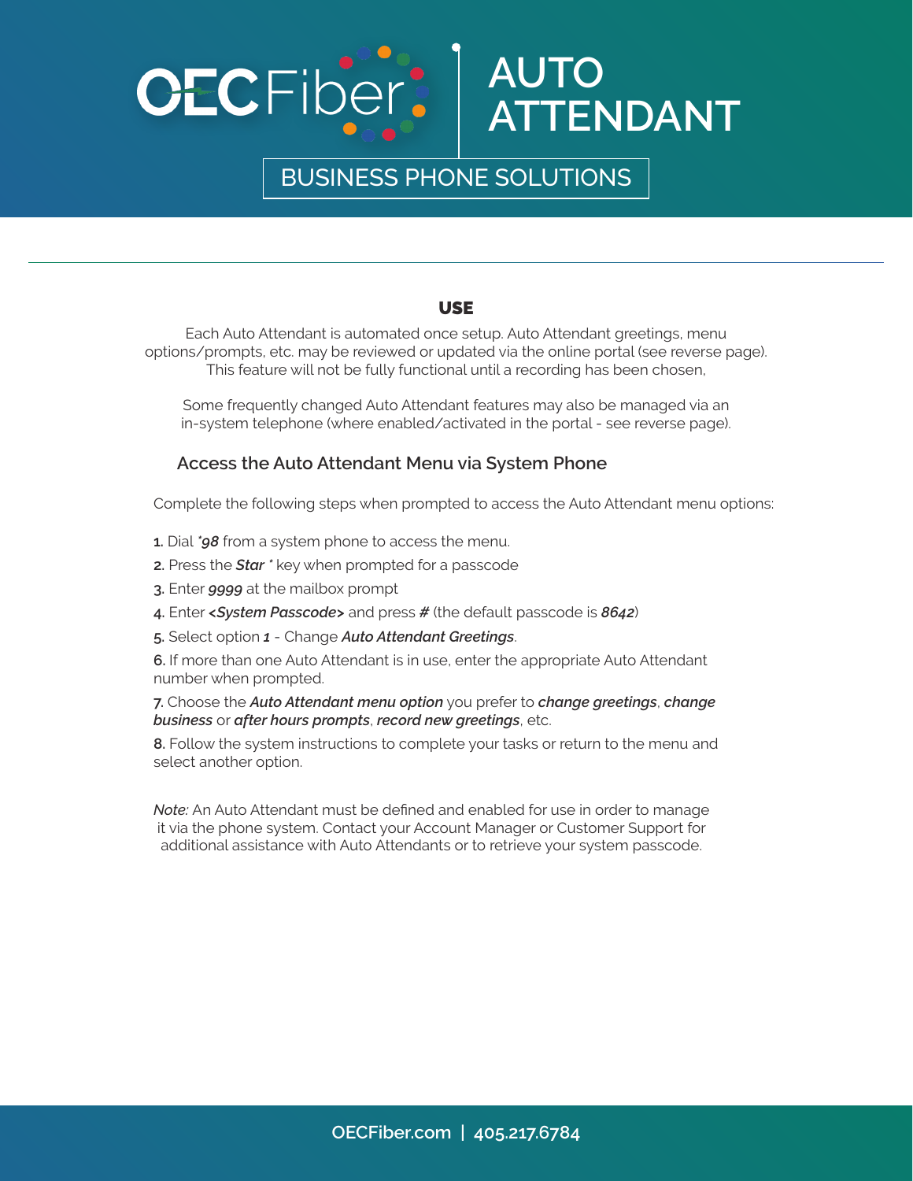# OECFiber AUTO ATTENDANT

BUSINESS PHONE SOLUTIONS

---

## USE

Each Auto Attendant is automated once setup. Auto Attendant greetings, menu options/prompts, etc. may be reviewed or updated via the online portal (see reverse page). This feature will not be fully functional until a recording has been chosen,

Some frequently changed Auto Attendant features may also be managed via an in-system telephone (where enabled/activated in the portal - see reverse page).

### Access the Auto Attendant Menu via System Phone

Complete the following steps when prompted to access the Auto Attendant menu options:

1. Dial ***98*** from a system phone to access the menu.
2. Press the ***Star**** key when prompted for a passcode
3. Enter ***9999*** at the mailbox prompt
4. Enter ***<System Passcode>*** and press ***#*** (the default passcode is ***8642***)
5. Select option ***1*** - Change ***Auto Attendant Greetings***.
6. If more than one Auto Attendant is in use, enter the appropriate Auto Attendant number when prompted.
7. Choose the ***Auto Attendant menu option*** you prefer to ***change greetings***, ***change business*** or ***after hours prompts***, ***record new greetings***, etc.
8. Follow the system instructions to complete your tasks or return to the menu and select another option.

*Note:* An Auto Attendant must be defined and enabled for use in order to manage it via the phone system. Contact your Account Manager or Customer Support for additional assistance with Auto Attendants or to retrieve your system passcode.

OECFiber.com | 405.217.6784